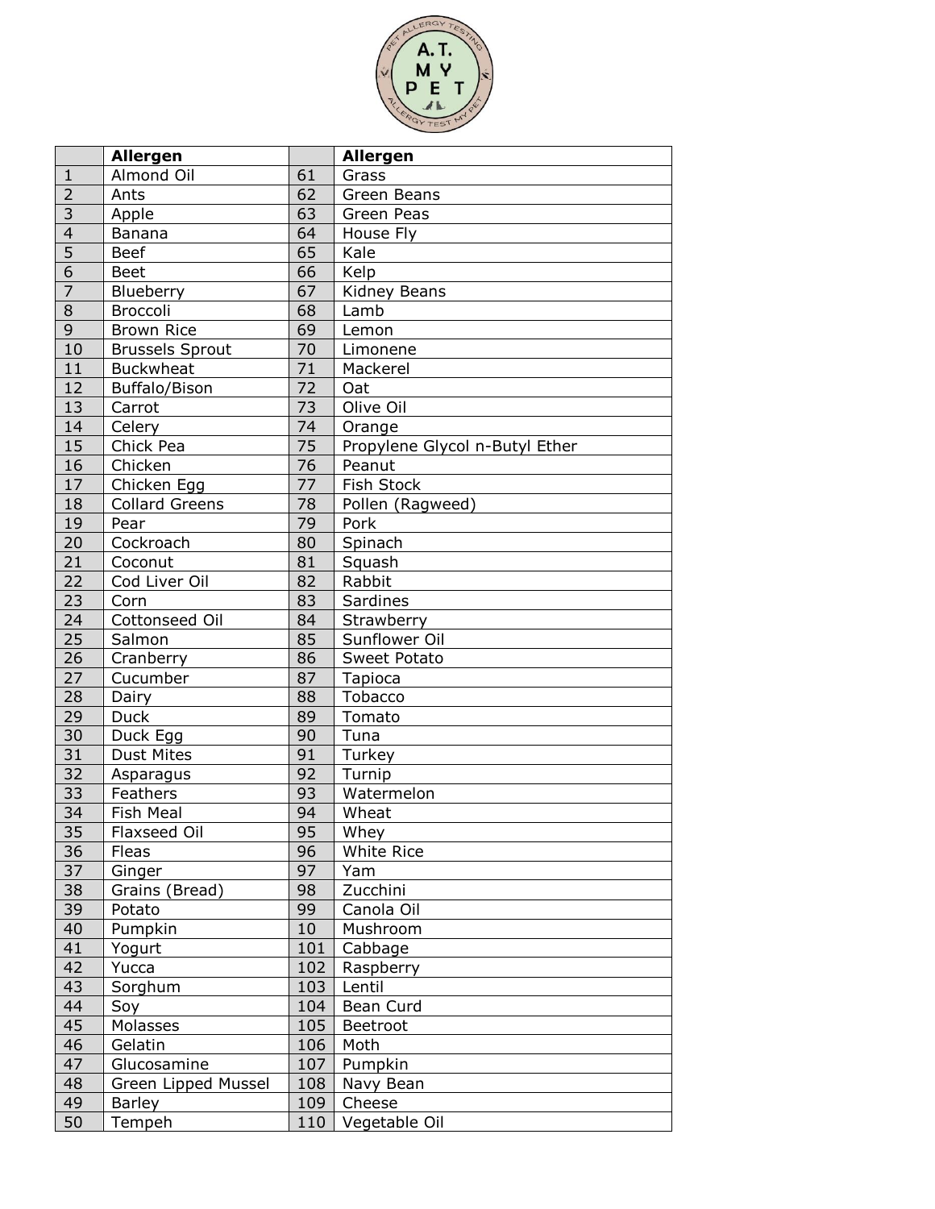|  | Allergen |  | Allergen |
|---|---|---|---|
| 1 | Almond Oil | 61 | Grass |
| 2 | Ants | 62 | Green Beans |
| 3 | Apple | 63 | Green Peas |
| 4 | Banana | 64 | House Fly |
| 5 | Beef | 65 | Kale |
| 6 | Beet | 66 | Kelp |
| 7 | Blueberry | 67 | Kidney Beans |
| 8 | Broccoli | 68 | Lamb |
| 9 | Brown Rice | 69 | Lemon |
| 10 | Brussels Sprout | 70 | Limonene |
| 11 | Buckwheat | 71 | Mackerel |
| 12 | Buffalo/Bison | 72 | Oat |
| 13 | Carrot | 73 | Olive Oil |
| 14 | Celery | 74 | Orange |
| 15 | Chick Pea | 75 | Propylene Glycol n-Butyl Ether |
| 16 | Chicken | 76 | Peanut |
| 17 | Chicken Egg | 77 | Fish Stock |
| 18 | Collard Greens | 78 | Pollen (Ragweed) |
| 19 | Pear | 79 | Pork |
| 20 | Cockroach | 80 | Spinach |
| 21 | Coconut | 81 | Squash |
| 22 | Cod Liver Oil | 82 | Rabbit |
| 23 | Corn | 83 | Sardines |
| 24 | Cottonseed Oil | 84 | Strawberry |
| 25 | Salmon | 85 | Sunflower Oil |
| 26 | Cranberry | 86 | Sweet Potato |
| 27 | Cucumber | 87 | Tapioca |
| 28 | Dairy | 88 | Tobacco |
| 29 | Duck | 89 | Tomato |
| 30 | Duck Egg | 90 | Tuna |
| 31 | Dust Mites | 91 | Turkey |
| 32 | Asparagus | 92 | Turnip |
| 33 | Feathers | 93 | Watermelon |
| 34 | Fish Meal | 94 | Wheat |
| 35 | Flaxseed Oil | 95 | Whey |
| 36 | Fleas | 96 | White Rice |
| 37 | Ginger | 97 | Yam |
| 38 | Grains (Bread) | 98 | Zucchini |
| 39 | Potato | 99 | Canola Oil |
| 40 | Pumpkin | 10 | Mushroom |
| 41 | Yogurt | 101 | Cabbage |
| 42 | Yucca | 102 | Raspberry |
| 43 | Sorghum | 103 | Lentil |
| 44 | Soy | 104 | Bean Curd |
| 45 | Molasses | 105 | Beetroot |
| 46 | Gelatin | 106 | Moth |
| 47 | Glucosamine | 107 | Pumpkin |
| 48 | Green Lipped Mussel | 108 | Navy Bean |
| 49 | Barley | 109 | Cheese |
| 50 | Tempeh | 110 | Vegetable Oil |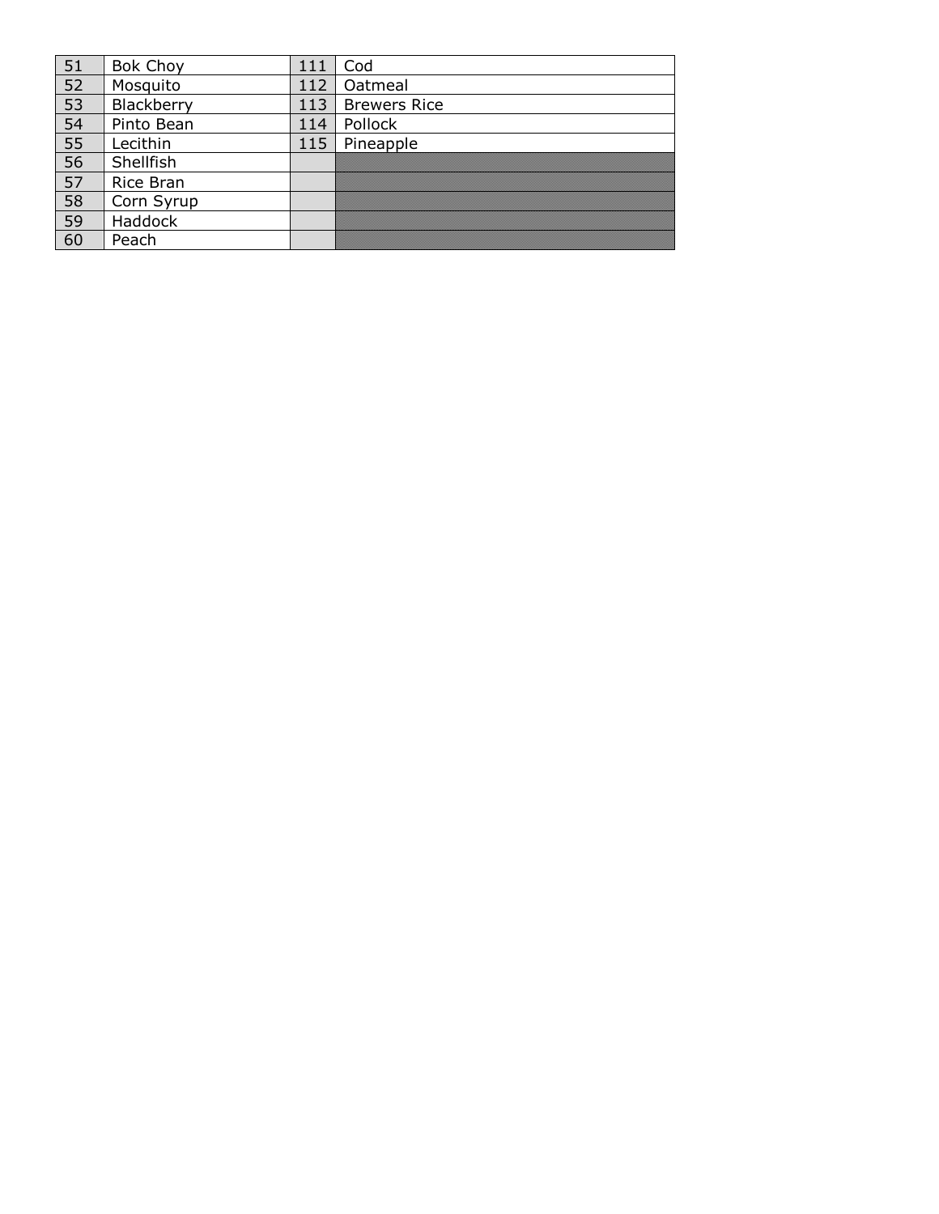| | | | |
|---|---|---|---|
| 51 | Bok Choy | 111 | Cod |
| 52 | Mosquito | 112 | Oatmeal |
| 53 | Blackberry | 113 | Brewers Rice |
| 54 | Pinto Bean | 114 | Pollock |
| 55 | Lecithin | 115 | Pineapple |
| 56 | Shellfish | | |
| 57 | Rice Bran | | |
| 58 | Corn Syrup | | |
| 59 | Haddock | | |
| 60 | Peach | | |